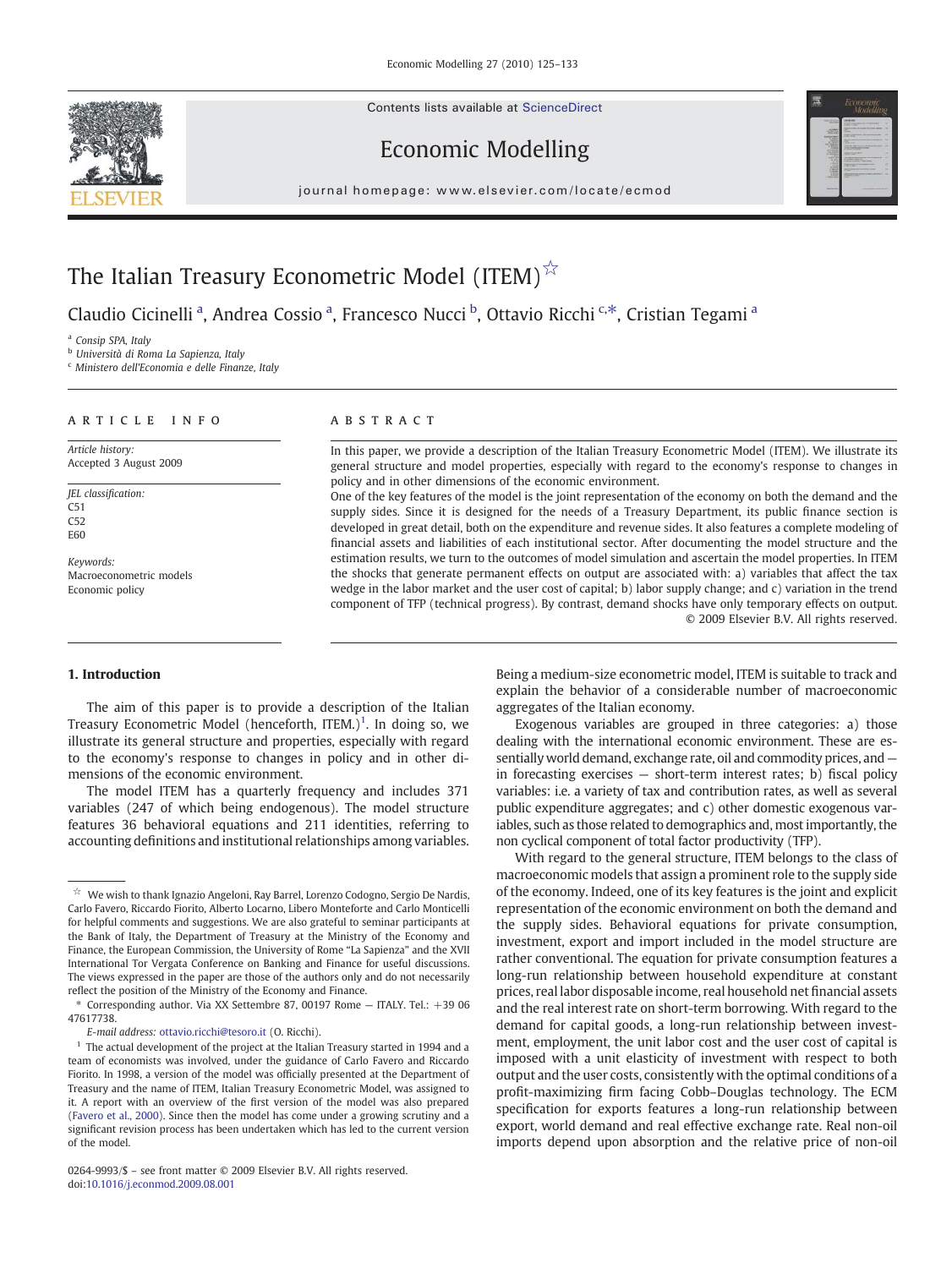Contents lists available at ScienceDirect

# Economic Modelling

journal homepage: www.elsevier.com/locate/ecmod

# The Italian Treasury Econometric Model (ITEM)[☆]

Claudio Cicinelli [a], Andrea Cossio [a], Francesco Nucci [b], Ottavio Ricchi [c,*], Cristian Tegami [a]

[a] Consip SPA, Italy
[b] Università di Roma La Sapienza, Italy
[c] Ministero dell'Economia e delle Finanze, Italy

**ARTICLE INFO**

*Article history:*
Accepted 3 August 2009

*JEL classification:*
C51
C52
E60

*Keywords:*
Macroeconometric models
Economic policy

**ABSTRACT**

In this paper, we provide a description of the Italian Treasury Econometric Model (ITEM). We illustrate its general structure and model properties, especially with regard to the economy's response to changes in policy and in other dimensions of the economic environment.

One of the key features of the model is the joint representation of the economy on both the demand and the supply sides. Since it is designed for the needs of a Treasury Department, its public finance section is developed in great detail, both on the expenditure and revenue sides. It also features a complete modeling of financial assets and liabilities of each institutional sector. After documenting the model structure and the estimation results, we turn to the outcomes of model simulation and ascertain the model properties. In ITEM the shocks that generate permanent effects on output are associated with: a) variables that affect the tax wedge in the labor market and the user cost of capital; b) labor supply change; and c) variation in the trend component of TFP (technical progress). By contrast, demand shocks have only temporary effects on output.

© 2009 Elsevier B.V. All rights reserved.

## 1. Introduction

The aim of this paper is to provide a description of the Italian Treasury Econometric Model (henceforth, ITEM.)[1]. In doing so, we illustrate its general structure and properties, especially with regard to the economy's response to changes in policy and in other dimensions of the economic environment.

The model ITEM has a quarterly frequency and includes 371 variables (247 of which being endogenous). The model structure features 36 behavioral equations and 211 identities, referring to accounting definitions and institutional relationships among variables. Being a medium-size econometric model, ITEM is suitable to track and explain the behavior of a considerable number of macroeconomic aggregates of the Italian economy.

Exogenous variables are grouped in three categories: a) those dealing with the international economic environment. These are essentially world demand, exchange rate, oil and commodity prices, and — in forecasting exercises — short-term interest rates; b) fiscal policy variables: i.e. a variety of tax and contribution rates, as well as several public expenditure aggregates; and c) other domestic exogenous variables, such as those related to demographics and, most importantly, the non cyclical component of total factor productivity (TFP).

With regard to the general structure, ITEM belongs to the class of macroeconomic models that assign a prominent role to the supply side of the economy. Indeed, one of its key features is the joint and explicit representation of the economic environment on both the demand and the supply sides. Behavioral equations for private consumption, investment, export and import included in the model structure are rather conventional. The equation for private consumption features a long-run relationship between household expenditure at constant prices, real labor disposable income, real household net financial assets and the real interest rate on short-term borrowing. With regard to the demand for capital goods, a long-run relationship between investment, employment, the unit labor cost and the user cost of capital is imposed with a unit elasticity of investment with respect to both output and the user costs, consistently with the optimal conditions of a profit-maximizing firm facing Cobb–Douglas technology. The ECM specification for exports features a long-run relationship between export, world demand and real effective exchange rate. Real non-oil imports depend upon absorption and the relative price of non-oil

---

☆ We wish to thank Ignazio Angeloni, Ray Barrel, Lorenzo Codogno, Sergio De Nardis, Carlo Favero, Riccardo Fiorito, Alberto Locarno, Libero Monteforte and Carlo Monticelli for helpful comments and suggestions. We are also grateful to seminar participants at the Bank of Italy, the Department of Treasury at the Ministry of the Economy and Finance, the European Commission, the University of Rome "La Sapienza" and the XVII International Tor Vergata Conference on Banking and Finance for useful discussions. The views expressed in the paper are those of the authors only and do not necessarily reflect the position of the Ministry of the Economy and Finance.

\* Corresponding author. Via XX Settembre 87, 00197 Rome — ITALY. Tel.: +39 06 47617738.

*E-mail address:* ottavio.ricchi@tesoro.it (O. Ricchi).

[1] The actual development of the project at the Italian Treasury started in 1994 and a team of economists was involved, under the guidance of Carlo Favero and Riccardo Fiorito. In 1998, a version of the model was officially presented at the Department of Treasury and the name of ITEM, Italian Treasury Econometric Model, was assigned to it. A report with an overview of the first version of the model was also prepared (Favero et al., 2000). Since then the model has come under a growing scrutiny and a significant revision process has been undertaken which has led to the current version of the model.

0264-9993/$ – see front matter © 2009 Elsevier B.V. All rights reserved.
doi:10.1016/j.econmod.2009.08.001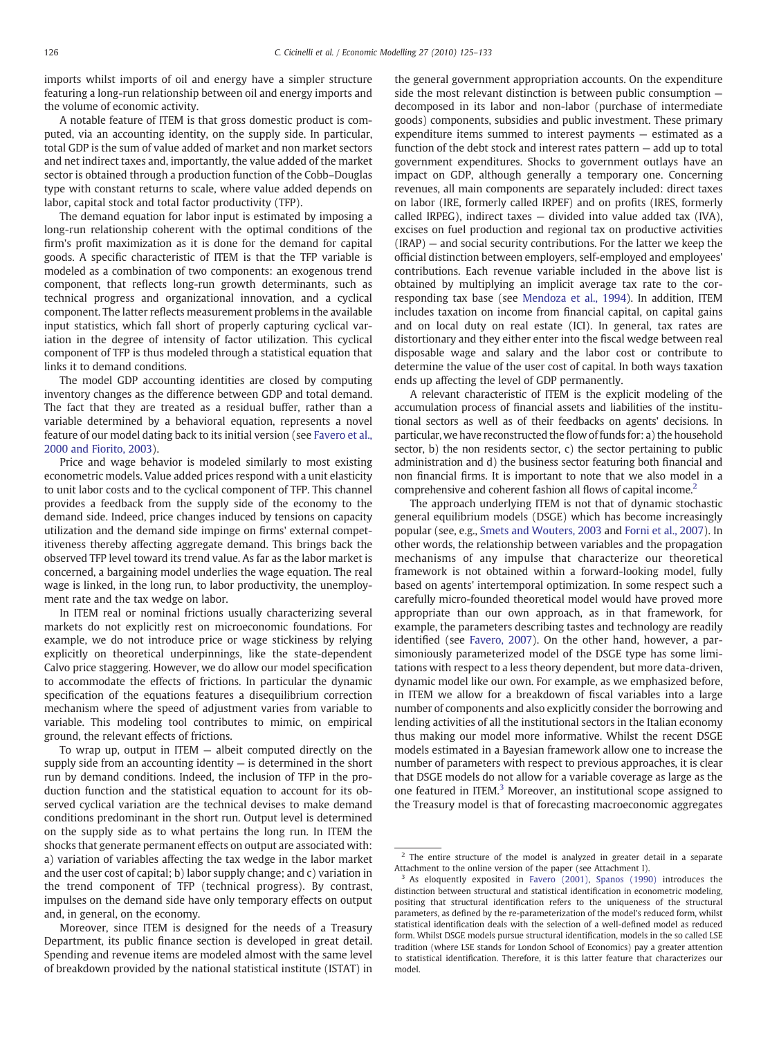imports whilst imports of oil and energy have a simpler structure featuring a long-run relationship between oil and energy imports and the volume of economic activity.

A notable feature of ITEM is that gross domestic product is computed, via an accounting identity, on the supply side. In particular, total GDP is the sum of value added of market and non market sectors and net indirect taxes and, importantly, the value added of the market sector is obtained through a production function of the Cobb–Douglas type with constant returns to scale, where value added depends on labor, capital stock and total factor productivity (TFP).

The demand equation for labor input is estimated by imposing a long-run relationship coherent with the optimal conditions of the firm's profit maximization as it is done for the demand for capital goods. A specific characteristic of ITEM is that the TFP variable is modeled as a combination of two components: an exogenous trend component, that reflects long-run growth determinants, such as technical progress and organizational innovation, and a cyclical component. The latter reflects measurement problems in the available input statistics, which fall short of properly capturing cyclical variation in the degree of intensity of factor utilization. This cyclical component of TFP is thus modeled through a statistical equation that links it to demand conditions.

The model GDP accounting identities are closed by computing inventory changes as the difference between GDP and total demand. The fact that they are treated as a residual buffer, rather than a variable determined by a behavioral equation, represents a novel feature of our model dating back to its initial version (see Favero et al., 2000 and Fiorito, 2003).

Price and wage behavior is modeled similarly to most existing econometric models. Value added prices respond with a unit elasticity to unit labor costs and to the cyclical component of TFP. This channel provides a feedback from the supply side of the economy to the demand side. Indeed, price changes induced by tensions on capacity utilization and the demand side impinge on firms' external competitiveness thereby affecting aggregate demand. This brings back the observed TFP level toward its trend value. As far as the labor market is concerned, a bargaining model underlies the wage equation. The real wage is linked, in the long run, to labor productivity, the unemployment rate and the tax wedge on labor.

In ITEM real or nominal frictions usually characterizing several markets do not explicitly rest on microeconomic foundations. For example, we do not introduce price or wage stickiness by relying explicitly on theoretical underpinnings, like the state-dependent Calvo price staggering. However, we do allow our model specification to accommodate the effects of frictions. In particular the dynamic specification of the equations features a disequilibrium correction mechanism where the speed of adjustment varies from variable to variable. This modeling tool contributes to mimic, on empirical ground, the relevant effects of frictions.

To wrap up, output in ITEM — albeit computed directly on the supply side from an accounting identity — is determined in the short run by demand conditions. Indeed, the inclusion of TFP in the production function and the statistical equation to account for its observed cyclical variation are the technical devises to make demand conditions predominant in the short run. Output level is determined on the supply side as to what pertains the long run. In ITEM the shocks that generate permanent effects on output are associated with: a) variation of variables affecting the tax wedge in the labor market and the user cost of capital; b) labor supply change; and c) variation in the trend component of TFP (technical progress). By contrast, impulses on the demand side have only temporary effects on output and, in general, on the economy.

Moreover, since ITEM is designed for the needs of a Treasury Department, its public finance section is developed in great detail. Spending and revenue items are modeled almost with the same level of breakdown provided by the national statistical institute (ISTAT) in the general government appropriation accounts. On the expenditure side the most relevant distinction is between public consumption — decomposed in its labor and non-labor (purchase of intermediate goods) components, subsidies and public investment. These primary expenditure items summed to interest payments — estimated as a function of the debt stock and interest rates pattern — add up to total government expenditures. Shocks to government outlays have an impact on GDP, although generally a temporary one. Concerning revenues, all main components are separately included: direct taxes on labor (IRE, formerly called IRPEF) and on profits (IRES, formerly called IRPEG), indirect taxes — divided into value added tax (IVA), excises on fuel production and regional tax on productive activities (IRAP) — and social security contributions. For the latter we keep the official distinction between employers, self-employed and employees' contributions. Each revenue variable included in the above list is obtained by multiplying an implicit average tax rate to the corresponding tax base (see Mendoza et al., 1994). In addition, ITEM includes taxation on income from financial capital, on capital gains and on local duty on real estate (ICI). In general, tax rates are distortionary and they either enter into the fiscal wedge between real disposable wage and salary and the labor cost or contribute to determine the value of the user cost of capital. In both ways taxation ends up affecting the level of GDP permanently.

A relevant characteristic of ITEM is the explicit modeling of the accumulation process of financial assets and liabilities of the institutional sectors as well as of their feedbacks on agents' decisions. In particular, we have reconstructed the flow of funds for: a) the household sector, b) the non residents sector, c) the sector pertaining to public administration and d) the business sector featuring both financial and non financial firms. It is important to note that we also model in a comprehensive and coherent fashion all flows of capital income.[2]

The approach underlying ITEM is not that of dynamic stochastic general equilibrium models (DSGE) which has become increasingly popular (see, e.g., Smets and Wouters, 2003 and Forni et al., 2007). In other words, the relationship between variables and the propagation mechanisms of any impulse that characterize our theoretical framework is not obtained within a forward-looking model, fully based on agents' intertemporal optimization. In some respect such a carefully micro-founded theoretical model would have proved more appropriate than our own approach, as in that framework, for example, the parameters describing tastes and technology are readily identified (see Favero, 2007). On the other hand, however, a parsimoniously parameterized model of the DSGE type has some limitations with respect to a less theory dependent, but more data-driven, dynamic model like our own. For example, as we emphasized before, in ITEM we allow for a breakdown of fiscal variables into a large number of components and also explicitly consider the borrowing and lending activities of all the institutional sectors in the Italian economy thus making our model more informative. Whilst the recent DSGE models estimated in a Bayesian framework allow one to increase the number of parameters with respect to previous approaches, it is clear that DSGE models do not allow for a variable coverage as large as the one featured in ITEM.[3] Moreover, an institutional scope assigned to the Treasury model is that of forecasting macroeconomic aggregates

---

[2] The entire structure of the model is analyzed in greater detail in a separate Attachment to the online version of the paper (see Attachment I).

[3] As eloquently exposited in Favero (2001), Spanos (1990) introduces the distinction between structural and statistical identification in econometric modeling, positing that structural identification refers to the uniqueness of the structural parameters, as defined by the re-parameterization of the model's reduced form, whilst statistical identification deals with the selection of a well-defined model as reduced form. Whilst DSGE models pursue structural identification, models in the so called LSE tradition (where LSE stands for London School of Economics) pay a greater attention to statistical identification. Therefore, it is this latter feature that characterizes our model.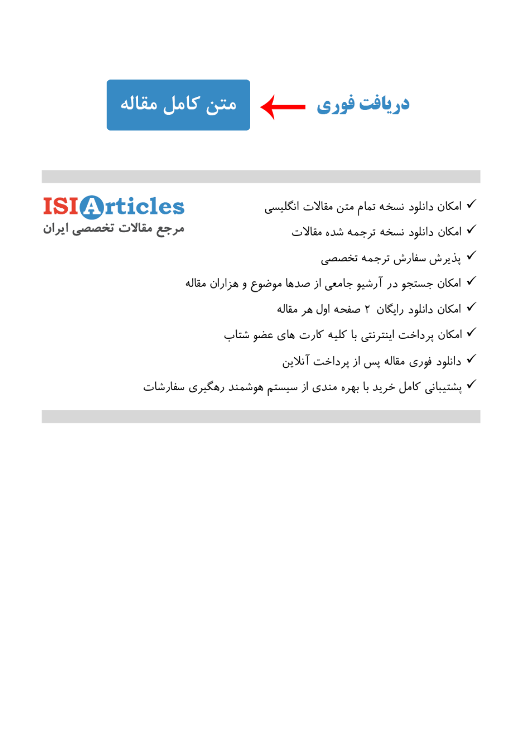دریافت فوری ← **متن کامل مقاله**

**ISIArticles**
مرجع مقالات تخصصی ایران

- ✓ امکان دانلود نسخه تمام متن مقالات انگلیسی
- ✓ امکان دانلود نسخه ترجمه شده مقالات
- ✓ پذیرش سفارش ترجمه تخصصی
- ✓ امکان جستجو در آرشیو جامعی از صدها موضوع و هزاران مقاله
- ✓ امکان دانلود رایگان ۲ صفحه اول هر مقاله
- ✓ امکان پرداخت اینترنتی با کلیه کارت های عضو شتاب
- ✓ دانلود فوری مقاله پس از پرداخت آنلاین
- ✓ پشتیبانی کامل خرید با بهره مندی از سیستم هوشمند رهگیری سفارشات